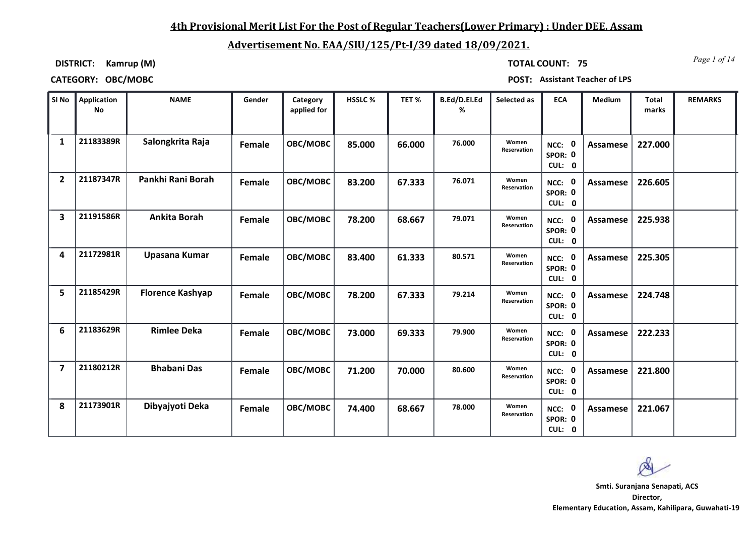# 4th Provisional Merit List For the Post of Regular Teachers(Lower Primary) : Under DEE, Assam

## Advertisement No. EAA/SIU/125/Pt-I/39 dated 18/09/2021.

**DISTRICT:** Kamrup (M)

**TOTAL COUNT:** 75

**CATEGORY:** OBC/MOBC

**POST:** Assistant Teacher of LPS

| Sl No | Application No | NAME | Gender | Category applied for | HSSLC % | TET % | B.Ed/D.El.Ed % | Selected as | ECA | Medium | Total marks | REMARKS |
|---|---|---|---|---|---|---|---|---|---|---|---|---|
| 1 | 21183389R | Salongkrita Raja | Female | OBC/MOBC | 85.000 | 66.000 | 76.000 | Women Reservation | NCC: 0 SPOR: 0 CUL: 0 | Assamese | 227.000 | |
| 2 | 21187347R | Pankhi Rani Borah | Female | OBC/MOBC | 83.200 | 67.333 | 76.071 | Women Reservation | NCC: 0 SPOR: 0 CUL: 0 | Assamese | 226.605 | |
| 3 | 21191586R | Ankita Borah | Female | OBC/MOBC | 78.200 | 68.667 | 79.071 | Women Reservation | NCC: 0 SPOR: 0 CUL: 0 | Assamese | 225.938 | |
| 4 | 21172981R | Upasana Kumar | Female | OBC/MOBC | 83.400 | 61.333 | 80.571 | Women Reservation | NCC: 0 SPOR: 0 CUL: 0 | Assamese | 225.305 | |
| 5 | 21185429R | Florence Kashyap | Female | OBC/MOBC | 78.200 | 67.333 | 79.214 | Women Reservation | NCC: 0 SPOR: 0 CUL: 0 | Assamese | 224.748 | |
| 6 | 21183629R | Rimlee Deka | Female | OBC/MOBC | 73.000 | 69.333 | 79.900 | Women Reservation | NCC: 0 SPOR: 0 CUL: 0 | Assamese | 222.233 | |
| 7 | 21180212R | Bhabani Das | Female | OBC/MOBC | 71.200 | 70.000 | 80.600 | Women Reservation | NCC: 0 SPOR: 0 CUL: 0 | Assamese | 221.800 | |
| 8 | 21173901R | Dibyajyoti Deka | Female | OBC/MOBC | 74.400 | 68.667 | 78.000 | Women Reservation | NCC: 0 SPOR: 0 CUL: 0 | Assamese | 221.067 | |

**Smti. Suranjana Senapati, ACS**
**Director,**
**Elementary Education, Assam, Kahilipara, Guwahati-19**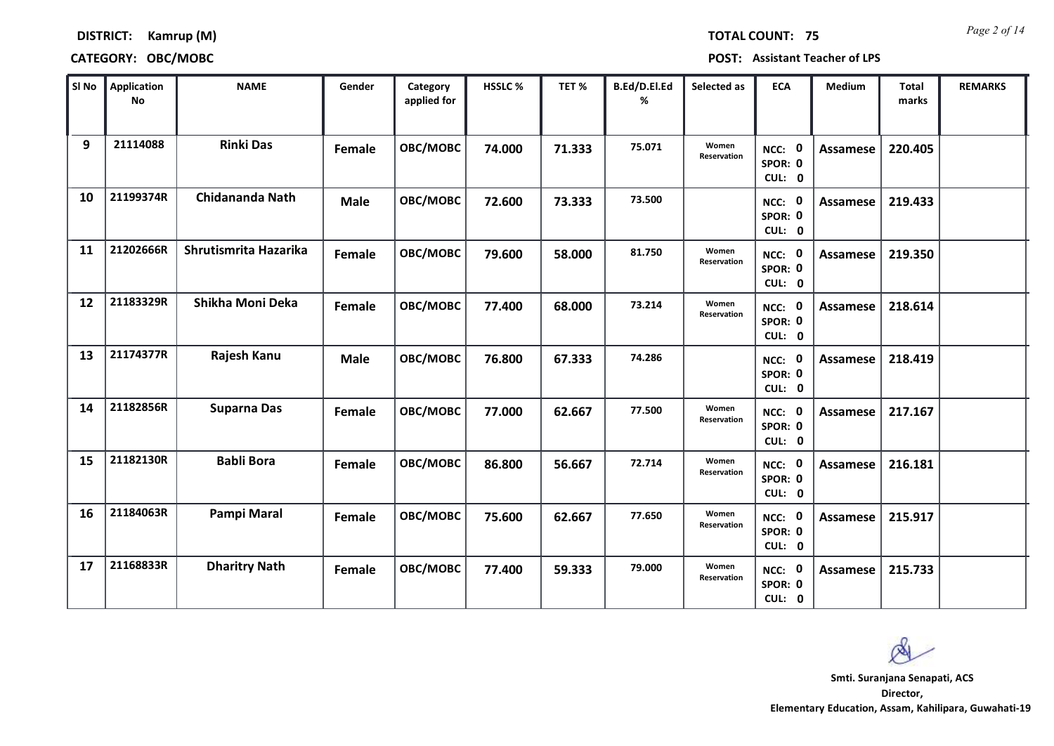**DISTRICT:** Kamrup (M)

**TOTAL COUNT:** 75

**CATEGORY:** OBC/MOBC

**POST:** Assistant Teacher of LPS

| Sl No | Application No | NAME | Gender | Category applied for | HSSLC % | TET % | B.Ed/D.El.Ed % | Selected as | ECA | Medium | Total marks | REMARKS |
|---|---|---|---|---|---|---|---|---|---|---|---|---|
| 9 | 21114088 | Rinki Das | Female | OBC/MOBC | 74.000 | 71.333 | 75.071 | Women Reservation | NCC: 0 SPOR: 0 CUL: 0 | Assamese | 220.405 | |
| 10 | 21199374R | Chidananda Nath | Male | OBC/MOBC | 72.600 | 73.333 | 73.500 | | NCC: 0 SPOR: 0 CUL: 0 | Assamese | 219.433 | |
| 11 | 21202666R | Shrutismrita Hazarika | Female | OBC/MOBC | 79.600 | 58.000 | 81.750 | Women Reservation | NCC: 0 SPOR: 0 CUL: 0 | Assamese | 219.350 | |
| 12 | 21183329R | Shikha Moni Deka | Female | OBC/MOBC | 77.400 | 68.000 | 73.214 | Women Reservation | NCC: 0 SPOR: 0 CUL: 0 | Assamese | 218.614 | |
| 13 | 21174377R | Rajesh Kanu | Male | OBC/MOBC | 76.800 | 67.333 | 74.286 | | NCC: 0 SPOR: 0 CUL: 0 | Assamese | 218.419 | |
| 14 | 21182856R | Suparna Das | Female | OBC/MOBC | 77.000 | 62.667 | 77.500 | Women Reservation | NCC: 0 SPOR: 0 CUL: 0 | Assamese | 217.167 | |
| 15 | 21182130R | Babli Bora | Female | OBC/MOBC | 86.800 | 56.667 | 72.714 | Women Reservation | NCC: 0 SPOR: 0 CUL: 0 | Assamese | 216.181 | |
| 16 | 21184063R | Pampi Maral | Female | OBC/MOBC | 75.600 | 62.667 | 77.650 | Women Reservation | NCC: 0 SPOR: 0 CUL: 0 | Assamese | 215.917 | |
| 17 | 21168833R | Dharitry Nath | Female | OBC/MOBC | 77.400 | 59.333 | 79.000 | Women Reservation | NCC: 0 SPOR: 0 CUL: 0 | Assamese | 215.733 | |

**Smti. Suranjana Senapati, ACS**
**Director,**
**Elementary Education, Assam, Kahilipara, Guwahati-19**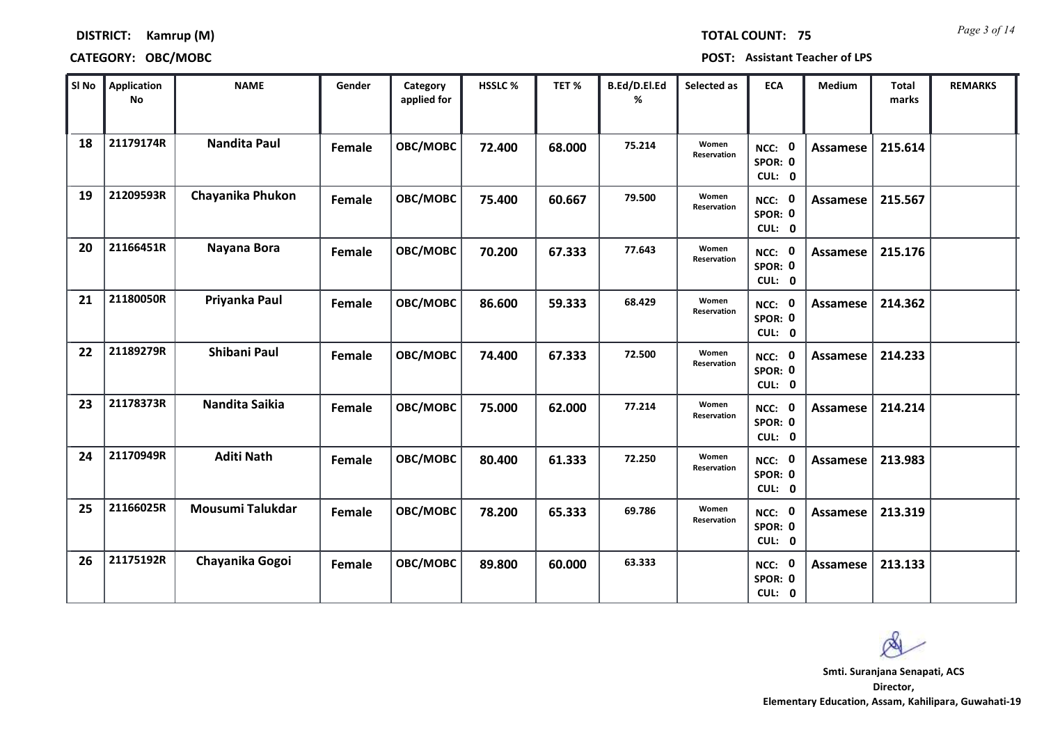**DISTRICT: Kamrup (M)**

**TOTAL COUNT: 75**

**CATEGORY: OBC/MOBC**

**POST: Assistant Teacher of LPS**

| Sl No | Application No | NAME | Gender | Category applied for | HSSLC % | TET % | B.Ed/D.El.Ed % | Selected as | ECA | Medium | Total marks | REMARKS |
|---|---|---|---|---|---|---|---|---|---|---|---|---|
| 18 | 21179174R | Nandita Paul | Female | OBC/MOBC | 72.400 | 68.000 | 75.214 | Women Reservation | NCC: 0 SPOR: 0 CUL: 0 | Assamese | 215.614 | |
| 19 | 21209593R | Chayanika Phukon | Female | OBC/MOBC | 75.400 | 60.667 | 79.500 | Women Reservation | NCC: 0 SPOR: 0 CUL: 0 | Assamese | 215.567 | |
| 20 | 21166451R | Nayana Bora | Female | OBC/MOBC | 70.200 | 67.333 | 77.643 | Women Reservation | NCC: 0 SPOR: 0 CUL: 0 | Assamese | 215.176 | |
| 21 | 21180050R | Priyanka Paul | Female | OBC/MOBC | 86.600 | 59.333 | 68.429 | Women Reservation | NCC: 0 SPOR: 0 CUL: 0 | Assamese | 214.362 | |
| 22 | 21189279R | Shibani Paul | Female | OBC/MOBC | 74.400 | 67.333 | 72.500 | Women Reservation | NCC: 0 SPOR: 0 CUL: 0 | Assamese | 214.233 | |
| 23 | 21178373R | Nandita Saikia | Female | OBC/MOBC | 75.000 | 62.000 | 77.214 | Women Reservation | NCC: 0 SPOR: 0 CUL: 0 | Assamese | 214.214 | |
| 24 | 21170949R | Aditi Nath | Female | OBC/MOBC | 80.400 | 61.333 | 72.250 | Women Reservation | NCC: 0 SPOR: 0 CUL: 0 | Assamese | 213.983 | |
| 25 | 21166025R | Mousumi Talukdar | Female | OBC/MOBC | 78.200 | 65.333 | 69.786 | Women Reservation | NCC: 0 SPOR: 0 CUL: 0 | Assamese | 213.319 | |
| 26 | 21175192R | Chayanika Gogoi | Female | OBC/MOBC | 89.800 | 60.000 | 63.333 | | NCC: 0 SPOR: 0 CUL: 0 | Assamese | 213.133 | |

**Smti. Suranjana Senapati, ACS**
**Director,**
**Elementary Education, Assam, Kahilipara, Guwahati-19**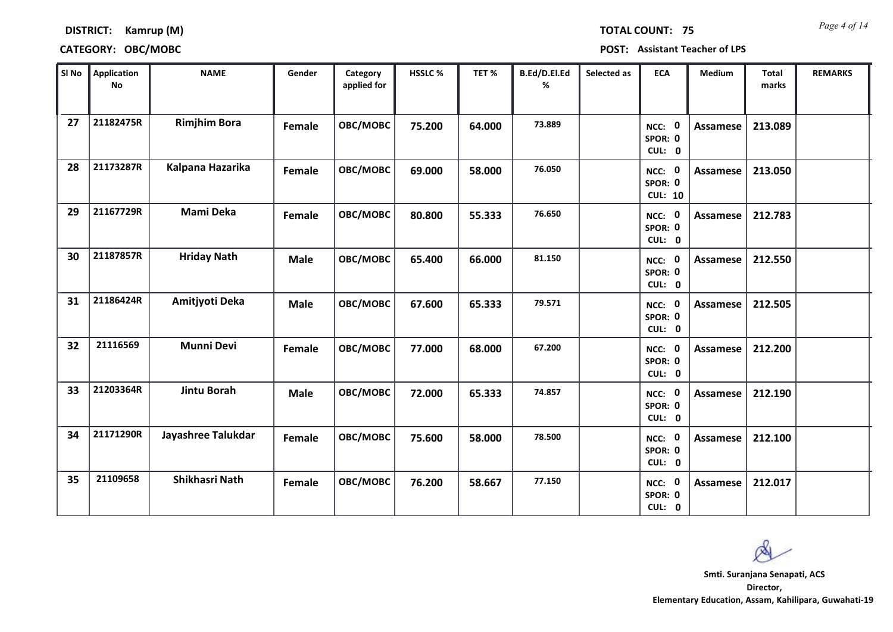**DISTRICT: Kamrup (M)** **TOTAL COUNT: 75**

**CATEGORY: OBC/MOBC** **POST: Assistant Teacher of LPS**

| Sl No | Application No | NAME | Gender | Category applied for | HSSLC % | TET % | B.Ed/D.El.Ed % | Selected as | ECA | Medium | Total marks | REMARKS |
|---|---|---|---|---|---|---|---|---|---|---|---|---|
| 27 | 21182475R | Rimjhim Bora | Female | OBC/MOBC | 75.200 | 64.000 | 73.889 | | NCC: 0 SPOR: 0 CUL: 0 | Assamese | 213.089 | |
| 28 | 21173287R | Kalpana Hazarika | Female | OBC/MOBC | 69.000 | 58.000 | 76.050 | | NCC: 0 SPOR: 0 CUL: 10 | Assamese | 213.050 | |
| 29 | 21167729R | Mami Deka | Female | OBC/MOBC | 80.800 | 55.333 | 76.650 | | NCC: 0 SPOR: 0 CUL: 0 | Assamese | 212.783 | |
| 30 | 21187857R | Hriday Nath | Male | OBC/MOBC | 65.400 | 66.000 | 81.150 | | NCC: 0 SPOR: 0 CUL: 0 | Assamese | 212.550 | |
| 31 | 21186424R | Amitjyoti Deka | Male | OBC/MOBC | 67.600 | 65.333 | 79.571 | | NCC: 0 SPOR: 0 CUL: 0 | Assamese | 212.505 | |
| 32 | 21116569 | Munni Devi | Female | OBC/MOBC | 77.000 | 68.000 | 67.200 | | NCC: 0 SPOR: 0 CUL: 0 | Assamese | 212.200 | |
| 33 | 21203364R | Jintu Borah | Male | OBC/MOBC | 72.000 | 65.333 | 74.857 | | NCC: 0 SPOR: 0 CUL: 0 | Assamese | 212.190 | |
| 34 | 21171290R | Jayashree Talukdar | Female | OBC/MOBC | 75.600 | 58.000 | 78.500 | | NCC: 0 SPOR: 0 CUL: 0 | Assamese | 212.100 | |
| 35 | 21109658 | Shikhasri Nath | Female | OBC/MOBC | 76.200 | 58.667 | 77.150 | | NCC: 0 SPOR: 0 CUL: 0 | Assamese | 212.017 | |

**Smti. Suranjana Senapati, ACS**
**Director,**
**Elementary Education, Assam, Kahilipara, Guwahati-19**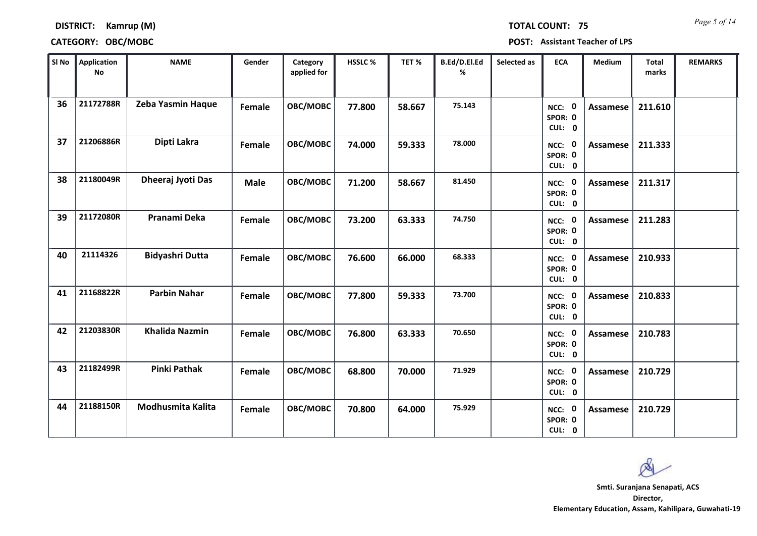**DISTRICT: Kamrup (M)**

**TOTAL COUNT: 75**

**CATEGORY: OBC/MOBC**

**POST: Assistant Teacher of LPS**

| Sl No | Application No | NAME | Gender | Category applied for | HSSLC % | TET % | B.Ed/D.El.Ed % | Selected as | ECA | Medium | Total marks | REMARKS |
|---|---|---|---|---|---|---|---|---|---|---|---|---|
| 36 | 21172788R | Zeba Yasmin Haque | Female | OBC/MOBC | 77.800 | 58.667 | 75.143 | | NCC: 0 SPOR: 0 CUL: 0 | Assamese | 211.610 | |
| 37 | 21206886R | Dipti Lakra | Female | OBC/MOBC | 74.000 | 59.333 | 78.000 | | NCC: 0 SPOR: 0 CUL: 0 | Assamese | 211.333 | |
| 38 | 21180049R | Dheeraj Jyoti Das | Male | OBC/MOBC | 71.200 | 58.667 | 81.450 | | NCC: 0 SPOR: 0 CUL: 0 | Assamese | 211.317 | |
| 39 | 21172080R | Pranami Deka | Female | OBC/MOBC | 73.200 | 63.333 | 74.750 | | NCC: 0 SPOR: 0 CUL: 0 | Assamese | 211.283 | |
| 40 | 21114326 | Bidyashri Dutta | Female | OBC/MOBC | 76.600 | 66.000 | 68.333 | | NCC: 0 SPOR: 0 CUL: 0 | Assamese | 210.933 | |
| 41 | 21168822R | Parbin Nahar | Female | OBC/MOBC | 77.800 | 59.333 | 73.700 | | NCC: 0 SPOR: 0 CUL: 0 | Assamese | 210.833 | |
| 42 | 21203830R | Khalida Nazmin | Female | OBC/MOBC | 76.800 | 63.333 | 70.650 | | NCC: 0 SPOR: 0 CUL: 0 | Assamese | 210.783 | |
| 43 | 21182499R | Pinki Pathak | Female | OBC/MOBC | 68.800 | 70.000 | 71.929 | | NCC: 0 SPOR: 0 CUL: 0 | Assamese | 210.729 | |
| 44 | 21188150R | Modhusmita Kalita | Female | OBC/MOBC | 70.800 | 64.000 | 75.929 | | NCC: 0 SPOR: 0 CUL: 0 | Assamese | 210.729 | |

**Smti. Suranjana Senapati, ACS**
**Director,**
**Elementary Education, Assam, Kahilipara, Guwahati-19**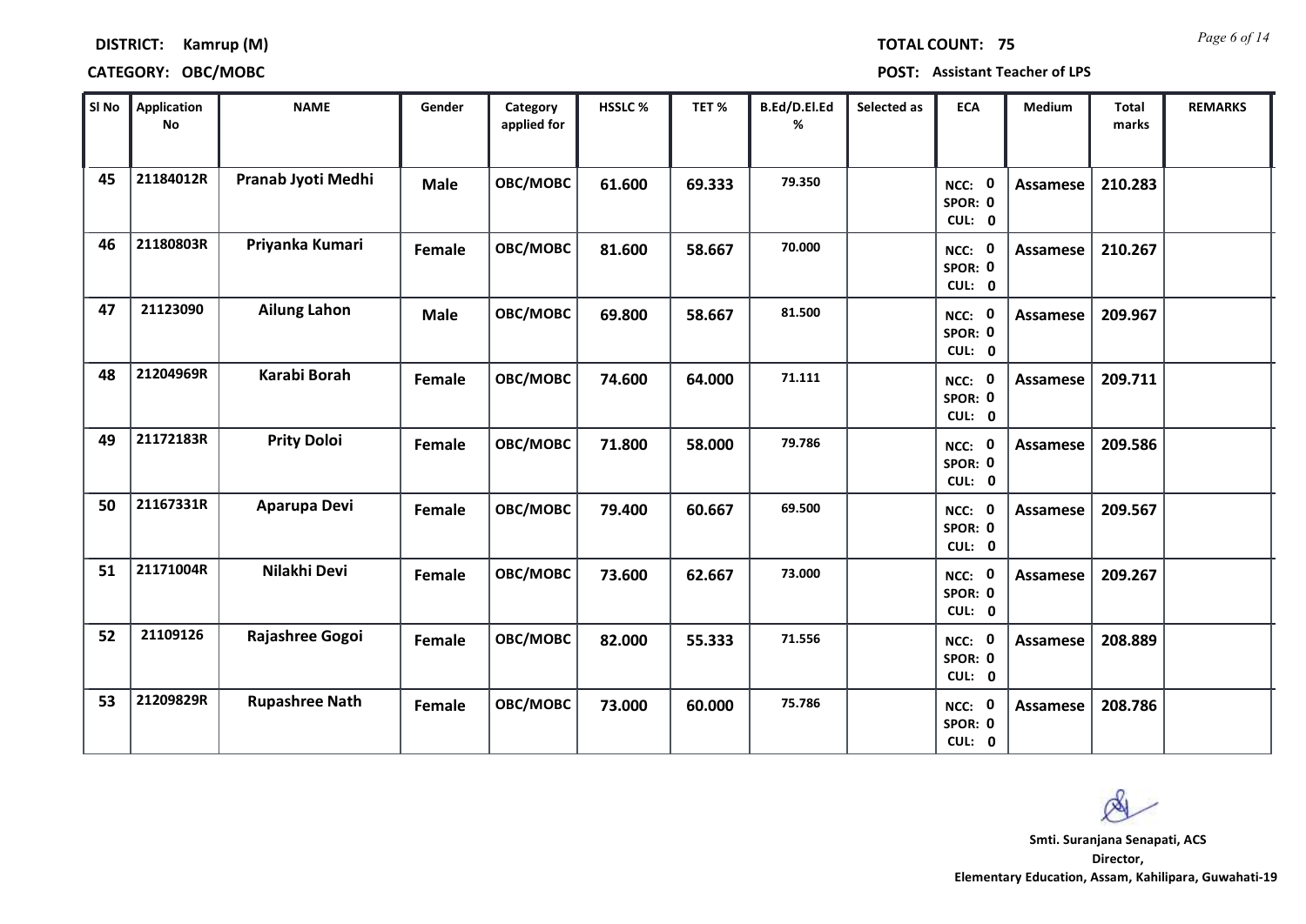**DISTRICT:** Kamrup (M) **TOTAL COUNT:** 75

**CATEGORY:** OBC/MOBC **POST:** Assistant Teacher of LPS

| Sl No | Application No | NAME | Gender | Category applied for | HSSLC % | TET % | B.Ed/D.El.Ed % | Selected as | ECA | Medium | Total marks | REMARKS |
|---|---|---|---|---|---|---|---|---|---|---|---|---|
| 45 | 21184012R | Pranab Jyoti Medhi | Male | OBC/MOBC | 61.600 | 69.333 | 79.350 | | NCC: 0 SPOR: 0 CUL: 0 | Assamese | 210.283 | |
| 46 | 21180803R | Priyanka Kumari | Female | OBC/MOBC | 81.600 | 58.667 | 70.000 | | NCC: 0 SPOR: 0 CUL: 0 | Assamese | 210.267 | |
| 47 | 21123090 | Ailung Lahon | Male | OBC/MOBC | 69.800 | 58.667 | 81.500 | | NCC: 0 SPOR: 0 CUL: 0 | Assamese | 209.967 | |
| 48 | 21204969R | Karabi Borah | Female | OBC/MOBC | 74.600 | 64.000 | 71.111 | | NCC: 0 SPOR: 0 CUL: 0 | Assamese | 209.711 | |
| 49 | 21172183R | Prity Doloi | Female | OBC/MOBC | 71.800 | 58.000 | 79.786 | | NCC: 0 SPOR: 0 CUL: 0 | Assamese | 209.586 | |
| 50 | 21167331R | Aparupa Devi | Female | OBC/MOBC | 79.400 | 60.667 | 69.500 | | NCC: 0 SPOR: 0 CUL: 0 | Assamese | 209.567 | |
| 51 | 21171004R | Nilakhi Devi | Female | OBC/MOBC | 73.600 | 62.667 | 73.000 | | NCC: 0 SPOR: 0 CUL: 0 | Assamese | 209.267 | |
| 52 | 21109126 | Rajashree Gogoi | Female | OBC/MOBC | 82.000 | 55.333 | 71.556 | | NCC: 0 SPOR: 0 CUL: 0 | Assamese | 208.889 | |
| 53 | 21209829R | Rupashree Nath | Female | OBC/MOBC | 73.000 | 60.000 | 75.786 | | NCC: 0 SPOR: 0 CUL: 0 | Assamese | 208.786 | |

**Smti. Suranjana Senapati, ACS**
**Director,**
**Elementary Education, Assam, Kahilipara, Guwahati-19**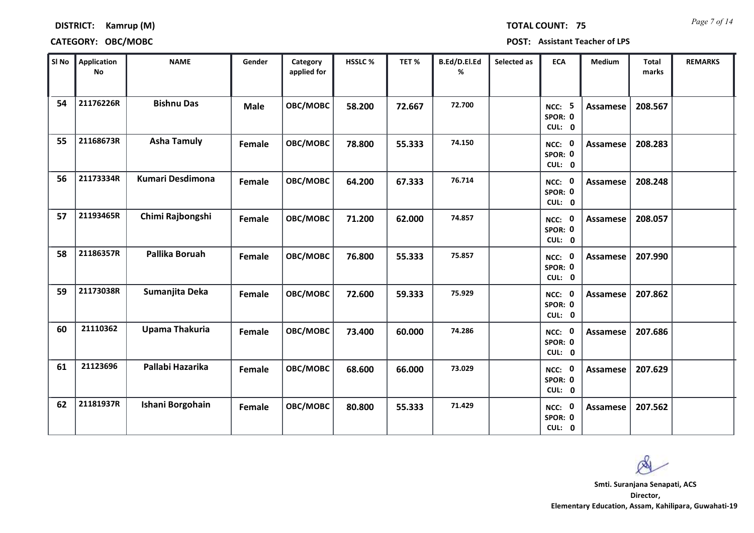**DISTRICT:** Kamrup (M) **TOTAL COUNT:** 75

**CATEGORY:** OBC/MOBC **POST:** Assistant Teacher of LPS

| Sl No | Application No | NAME | Gender | Category applied for | HSSLC % | TET % | B.Ed/D.El.Ed % | Selected as | ECA | Medium | Total marks | REMARKS |
|---|---|---|---|---|---|---|---|---|---|---|---|---|
| 54 | 21176226R | Bishnu Das | Male | OBC/MOBC | 58.200 | 72.667 | 72.700 | | NCC: 5 SPOR: 0 CUL: 0 | Assamese | 208.567 | |
| 55 | 21168673R | Asha Tamuly | Female | OBC/MOBC | 78.800 | 55.333 | 74.150 | | NCC: 0 SPOR: 0 CUL: 0 | Assamese | 208.283 | |
| 56 | 21173334R | Kumari Desdimona | Female | OBC/MOBC | 64.200 | 67.333 | 76.714 | | NCC: 0 SPOR: 0 CUL: 0 | Assamese | 208.248 | |
| 57 | 21193465R | Chimi Rajbongshi | Female | OBC/MOBC | 71.200 | 62.000 | 74.857 | | NCC: 0 SPOR: 0 CUL: 0 | Assamese | 208.057 | |
| 58 | 21186357R | Pallika Boruah | Female | OBC/MOBC | 76.800 | 55.333 | 75.857 | | NCC: 0 SPOR: 0 CUL: 0 | Assamese | 207.990 | |
| 59 | 21173038R | Sumanjita Deka | Female | OBC/MOBC | 72.600 | 59.333 | 75.929 | | NCC: 0 SPOR: 0 CUL: 0 | Assamese | 207.862 | |
| 60 | 21110362 | Upama Thakuria | Female | OBC/MOBC | 73.400 | 60.000 | 74.286 | | NCC: 0 SPOR: 0 CUL: 0 | Assamese | 207.686 | |
| 61 | 21123696 | Pallabi Hazarika | Female | OBC/MOBC | 68.600 | 66.000 | 73.029 | | NCC: 0 SPOR: 0 CUL: 0 | Assamese | 207.629 | |
| 62 | 21181937R | Ishani Borgohain | Female | OBC/MOBC | 80.800 | 55.333 | 71.429 | | NCC: 0 SPOR: 0 CUL: 0 | Assamese | 207.562 | |

**Smti. Suranjana Senapati, ACS**
**Director,**
**Elementary Education, Assam, Kahilipara, Guwahati-19**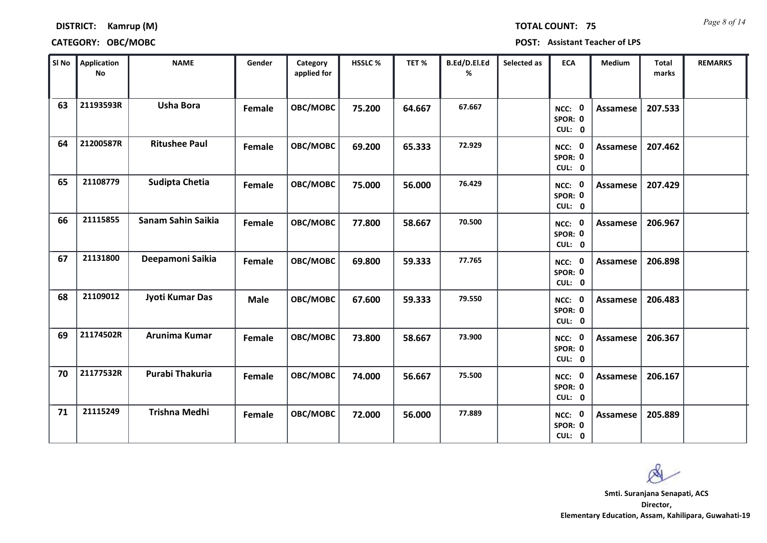**DISTRICT:** Kamrup (M)  **TOTAL COUNT:** 75

**CATEGORY:** OBC/MOBC  **POST:** Assistant Teacher of LPS

| Sl No | Application No | NAME | Gender | Category applied for | HSSLC % | TET % | B.Ed/D.El.Ed % | Selected as | ECA | Medium | Total marks | REMARKS |
|---|---|---|---|---|---|---|---|---|---|---|---|---|
| 63 | 21193593R | Usha Bora | Female | OBC/MOBC | 75.200 | 64.667 | 67.667 | | NCC: 0 SPOR: 0 CUL: 0 | Assamese | 207.533 | |
| 64 | 21200587R | Ritushee Paul | Female | OBC/MOBC | 69.200 | 65.333 | 72.929 | | NCC: 0 SPOR: 0 CUL: 0 | Assamese | 207.462 | |
| 65 | 21108779 | Sudipta Chetia | Female | OBC/MOBC | 75.000 | 56.000 | 76.429 | | NCC: 0 SPOR: 0 CUL: 0 | Assamese | 207.429 | |
| 66 | 21115855 | Sanam Sahin Saikia | Female | OBC/MOBC | 77.800 | 58.667 | 70.500 | | NCC: 0 SPOR: 0 CUL: 0 | Assamese | 206.967 | |
| 67 | 21131800 | Deepamoni Saikia | Female | OBC/MOBC | 69.800 | 59.333 | 77.765 | | NCC: 0 SPOR: 0 CUL: 0 | Assamese | 206.898 | |
| 68 | 21109012 | Jyoti Kumar Das | Male | OBC/MOBC | 67.600 | 59.333 | 79.550 | | NCC: 0 SPOR: 0 CUL: 0 | Assamese | 206.483 | |
| 69 | 21174502R | Arunima Kumar | Female | OBC/MOBC | 73.800 | 58.667 | 73.900 | | NCC: 0 SPOR: 0 CUL: 0 | Assamese | 206.367 | |
| 70 | 21177532R | Purabi Thakuria | Female | OBC/MOBC | 74.000 | 56.667 | 75.500 | | NCC: 0 SPOR: 0 CUL: 0 | Assamese | 206.167 | |
| 71 | 21115249 | Trishna Medhi | Female | OBC/MOBC | 72.000 | 56.000 | 77.889 | | NCC: 0 SPOR: 0 CUL: 0 | Assamese | 205.889 | |

**Smti. Suranjana Senapati, ACS**
**Director,**
**Elementary Education, Assam, Kahilipara, Guwahati-19**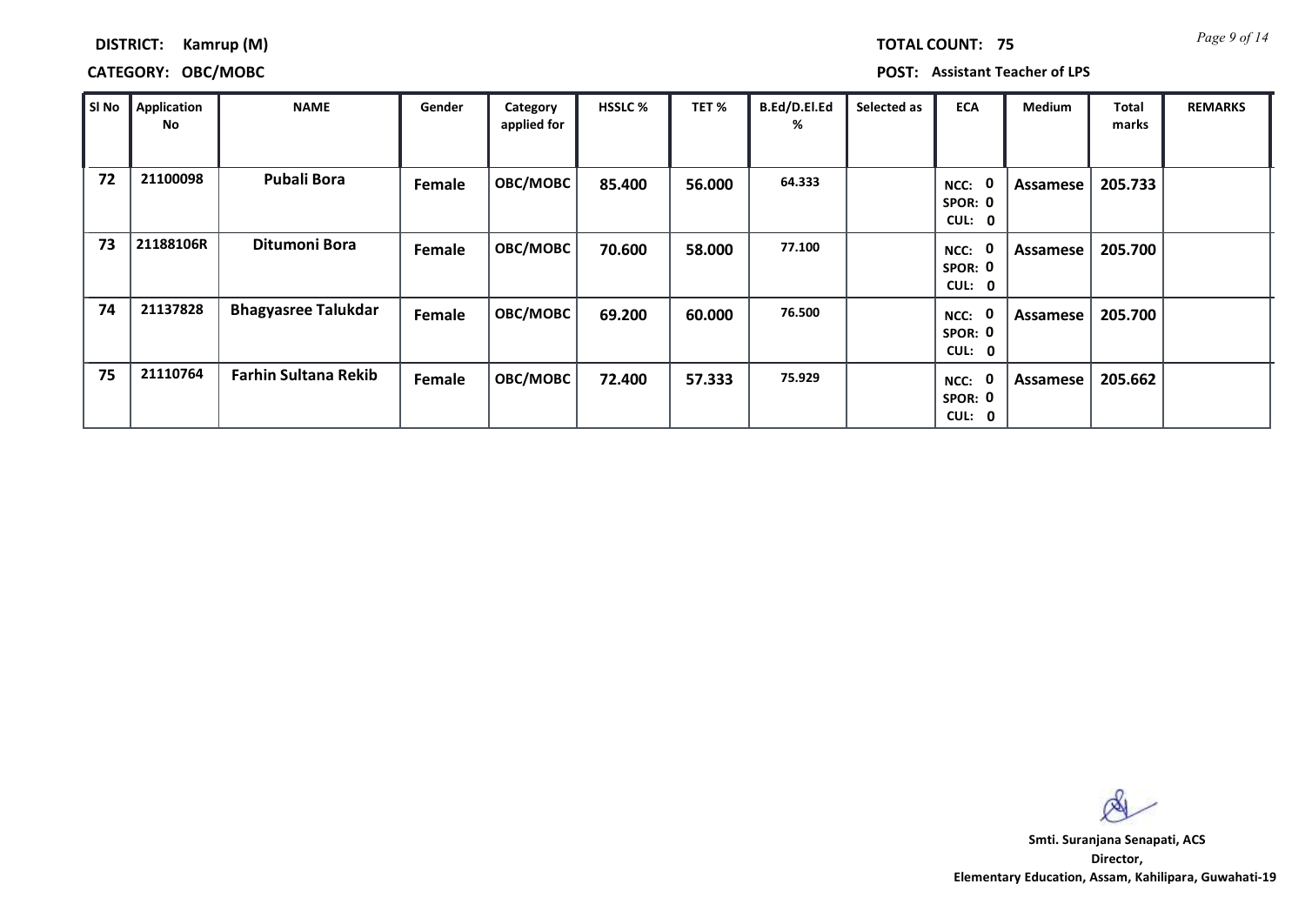**DISTRICT:** Kamrup (M)

**TOTAL COUNT:** 75

**CATEGORY:** OBC/MOBC

**POST:** Assistant Teacher of LPS

| Sl No | Application No | NAME | Gender | Category applied for | HSSLC % | TET % | B.Ed/D.El.Ed % | Selected as | ECA | Medium | Total marks | REMARKS |
|---|---|---|---|---|---|---|---|---|---|---|---|---|
| 72 | 21100098 | Pubali Bora | Female | OBC/MOBC | 85.400 | 56.000 | 64.333 | | NCC: 0 SPOR: 0 CUL: 0 | Assamese | 205.733 | |
| 73 | 21188106R | Ditumoni Bora | Female | OBC/MOBC | 70.600 | 58.000 | 77.100 | | NCC: 0 SPOR: 0 CUL: 0 | Assamese | 205.700 | |
| 74 | 21137828 | Bhagyasree Talukdar | Female | OBC/MOBC | 69.200 | 60.000 | 76.500 | | NCC: 0 SPOR: 0 CUL: 0 | Assamese | 205.700 | |
| 75 | 21110764 | Farhin Sultana Rekib | Female | OBC/MOBC | 72.400 | 57.333 | 75.929 | | NCC: 0 SPOR: 0 CUL: 0 | Assamese | 205.662 | |

**Smti. Suranjana Senapati, ACS**
**Director,**
**Elementary Education, Assam, Kahilipara, Guwahati-19**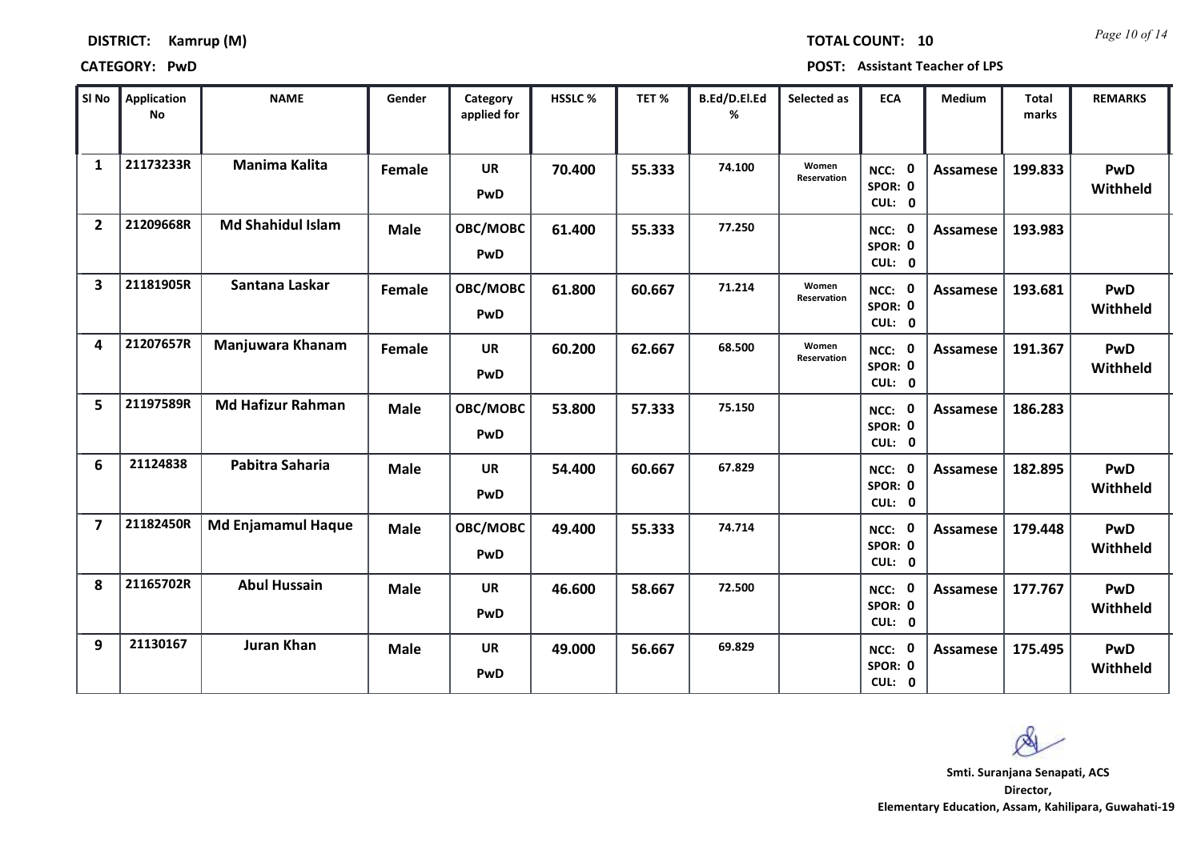**DISTRICT:** Kamrup (M) **TOTAL COUNT:** 10

**CATEGORY:** PwD **POST:** Assistant Teacher of LPS

| Sl No | Application No | NAME | Gender | Category applied for | HSSLC % | TET % | B.Ed/D.El.Ed % | Selected as | ECA | Medium | Total marks | REMARKS |
|---|---|---|---|---|---|---|---|---|---|---|---|---|
| 1 | 21173233R | Manima Kalita | Female | UR PwD | 70.400 | 55.333 | 74.100 | Women Reservation | NCC: 0 SPOR: 0 CUL: 0 | Assamese | 199.833 | PwD Withheld |
| 2 | 21209668R | Md Shahidul Islam | Male | OBC/MOBC PwD | 61.400 | 55.333 | 77.250 | | NCC: 0 SPOR: 0 CUL: 0 | Assamese | 193.983 | |
| 3 | 21181905R | Santana Laskar | Female | OBC/MOBC PwD | 61.800 | 60.667 | 71.214 | Women Reservation | NCC: 0 SPOR: 0 CUL: 0 | Assamese | 193.681 | PwD Withheld |
| 4 | 21207657R | Manjuwara Khanam | Female | UR PwD | 60.200 | 62.667 | 68.500 | Women Reservation | NCC: 0 SPOR: 0 CUL: 0 | Assamese | 191.367 | PwD Withheld |
| 5 | 21197589R | Md Hafizur Rahman | Male | OBC/MOBC PwD | 53.800 | 57.333 | 75.150 | | NCC: 0 SPOR: 0 CUL: 0 | Assamese | 186.283 | |
| 6 | 21124838 | Pabitra Saharia | Male | UR PwD | 54.400 | 60.667 | 67.829 | | NCC: 0 SPOR: 0 CUL: 0 | Assamese | 182.895 | PwD Withheld |
| 7 | 21182450R | Md Enjamamul Haque | Male | OBC/MOBC PwD | 49.400 | 55.333 | 74.714 | | NCC: 0 SPOR: 0 CUL: 0 | Assamese | 179.448 | PwD Withheld |
| 8 | 21165702R | Abul Hussain | Male | UR PwD | 46.600 | 58.667 | 72.500 | | NCC: 0 SPOR: 0 CUL: 0 | Assamese | 177.767 | PwD Withheld |
| 9 | 21130167 | Juran Khan | Male | UR PwD | 49.000 | 56.667 | 69.829 | | NCC: 0 SPOR: 0 CUL: 0 | Assamese | 175.495 | PwD Withheld |

**Smti. Suranjana Senapati, ACS**
**Director,**
**Elementary Education, Assam, Kahilipara, Guwahati-19**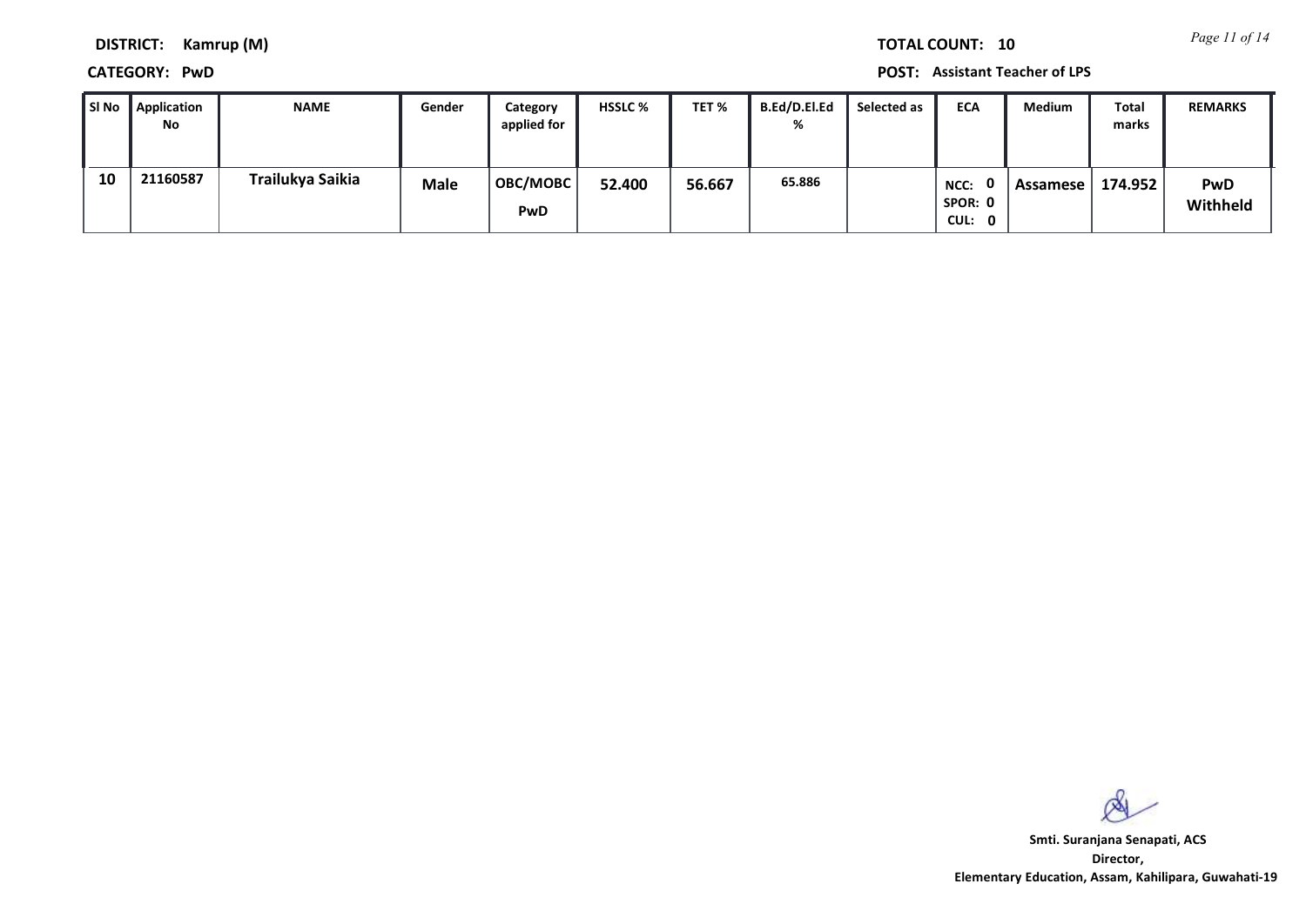**DISTRICT:** Kamrup (M)

**TOTAL COUNT:** 10

**CATEGORY:** PwD

**POST:** Assistant Teacher of LPS

| Sl No | Application No | NAME | Gender | Category applied for | HSSLC % | TET % | B.Ed/D.El.Ed % | Selected as | ECA | Medium | Total marks | REMARKS |
|---|---|---|---|---|---|---|---|---|---|---|---|---|
| 10 | 21160587 | Trailukya Saikia | Male | OBC/MOBC PwD | 52.400 | 56.667 | 65.886 | | NCC: 0 SPOR: 0 CUL: 0 | Assamese | 174.952 | PwD Withheld |

**Smti. Suranjana Senapati, ACS**
**Director,**
**Elementary Education, Assam, Kahilipara, Guwahati-19**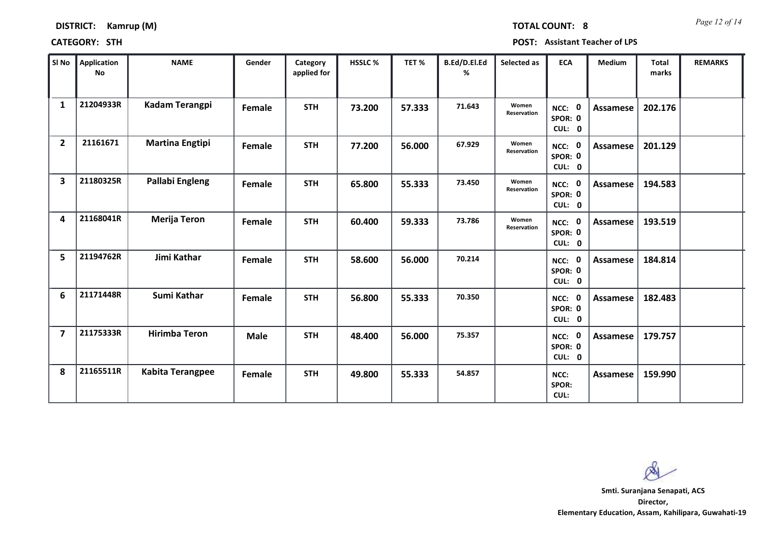**DISTRICT:** Kamrup (M) **TOTAL COUNT:** 8

**CATEGORY:** STH **POST:** Assistant Teacher of LPS

| Sl No | Application No | NAME | Gender | Category applied for | HSSLC % | TET % | B.Ed/D.El.Ed % | Selected as | ECA | Medium | Total marks | REMARKS |
|---|---|---|---|---|---|---|---|---|---|---|---|---|
| 1 | 21204933R | Kadam Terangpi | Female | STH | 73.200 | 57.333 | 71.643 | Women Reservation | NCC: 0 SPOR: 0 CUL: 0 | Assamese | 202.176 | |
| 2 | 21161671 | Martina Engtipi | Female | STH | 77.200 | 56.000 | 67.929 | Women Reservation | NCC: 0 SPOR: 0 CUL: 0 | Assamese | 201.129 | |
| 3 | 21180325R | Pallabi Engleng | Female | STH | 65.800 | 55.333 | 73.450 | Women Reservation | NCC: 0 SPOR: 0 CUL: 0 | Assamese | 194.583 | |
| 4 | 21168041R | Merija Teron | Female | STH | 60.400 | 59.333 | 73.786 | Women Reservation | NCC: 0 SPOR: 0 CUL: 0 | Assamese | 193.519 | |
| 5 | 21194762R | Jimi Kathar | Female | STH | 58.600 | 56.000 | 70.214 | | NCC: 0 SPOR: 0 CUL: 0 | Assamese | 184.814 | |
| 6 | 21171448R | Sumi Kathar | Female | STH | 56.800 | 55.333 | 70.350 | | NCC: 0 SPOR: 0 CUL: 0 | Assamese | 182.483 | |
| 7 | 21175333R | Hirimba Teron | Male | STH | 48.400 | 56.000 | 75.357 | | NCC: 0 SPOR: 0 CUL: 0 | Assamese | 179.757 | |
| 8 | 21165511R | Kabita Terangpee | Female | STH | 49.800 | 55.333 | 54.857 | | NCC: SPOR: CUL: | Assamese | 159.990 | |

**Smti. Suranjana Senapati, ACS**
**Director,**
**Elementary Education, Assam, Kahilipara, Guwahati-19**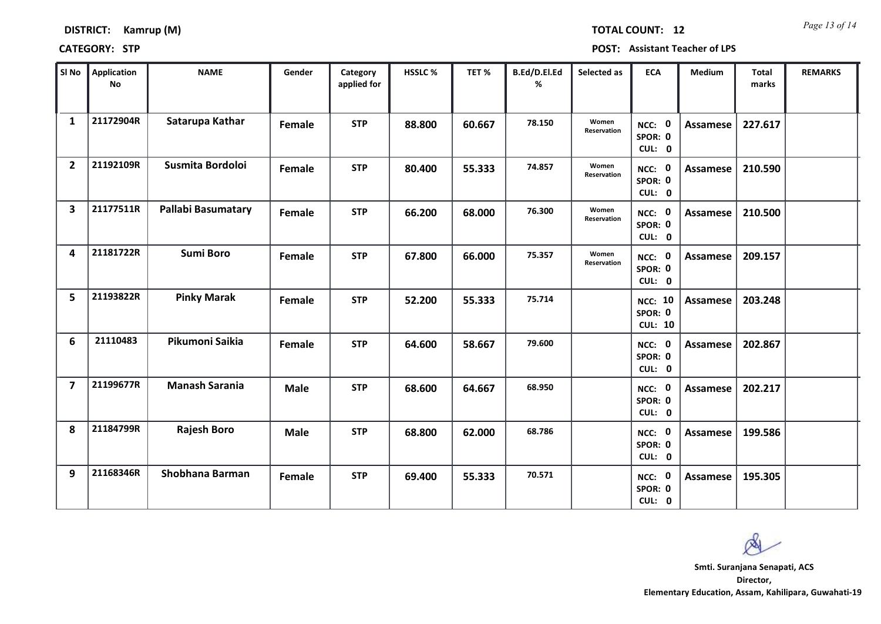**DISTRICT:** Kamrup (M) **TOTAL COUNT:** 12

**CATEGORY:** STP **POST:** Assistant Teacher of LPS

| Sl No | Application No | NAME | Gender | Category applied for | HSSLC % | TET % | B.Ed/D.El.Ed % | Selected as | ECA | Medium | Total marks | REMARKS |
|---|---|---|---|---|---|---|---|---|---|---|---|---|
| 1 | 21172904R | Satarupa Kathar | Female | STP | 88.800 | 60.667 | 78.150 | Women Reservation | NCC: 0 SPOR: 0 CUL: 0 | Assamese | 227.617 | |
| 2 | 21192109R | Susmita Bordoloi | Female | STP | 80.400 | 55.333 | 74.857 | Women Reservation | NCC: 0 SPOR: 0 CUL: 0 | Assamese | 210.590 | |
| 3 | 21177511R | Pallabi Basumatary | Female | STP | 66.200 | 68.000 | 76.300 | Women Reservation | NCC: 0 SPOR: 0 CUL: 0 | Assamese | 210.500 | |
| 4 | 21181722R | Sumi Boro | Female | STP | 67.800 | 66.000 | 75.357 | Women Reservation | NCC: 0 SPOR: 0 CUL: 0 | Assamese | 209.157 | |
| 5 | 21193822R | Pinky Marak | Female | STP | 52.200 | 55.333 | 75.714 | | NCC: 10 SPOR: 0 CUL: 10 | Assamese | 203.248 | |
| 6 | 21110483 | Pikumoni Saikia | Female | STP | 64.600 | 58.667 | 79.600 | | NCC: 0 SPOR: 0 CUL: 0 | Assamese | 202.867 | |
| 7 | 21199677R | Manash Sarania | Male | STP | 68.600 | 64.667 | 68.950 | | NCC: 0 SPOR: 0 CUL: 0 | Assamese | 202.217 | |
| 8 | 21184799R | Rajesh Boro | Male | STP | 68.800 | 62.000 | 68.786 | | NCC: 0 SPOR: 0 CUL: 0 | Assamese | 199.586 | |
| 9 | 21168346R | Shobhana Barman | Female | STP | 69.400 | 55.333 | 70.571 | | NCC: 0 SPOR: 0 CUL: 0 | Assamese | 195.305 | |

**Smti. Suranjana Senapati, ACS**
**Director,**
**Elementary Education, Assam, Kahilipara, Guwahati-19**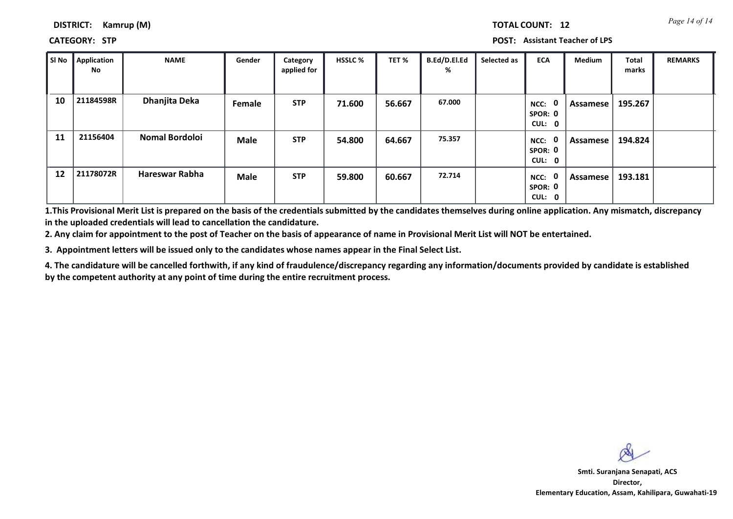**DISTRICT:** Kamrup (M) **TOTAL COUNT:** 12

**CATEGORY:** STP **POST:** Assistant Teacher of LPS

| Sl No | Application No | NAME | Gender | Category applied for | HSSLC % | TET % | B.Ed/D.El.Ed % | Selected as | ECA | Medium | Total marks | REMARKS |
|---|---|---|---|---|---|---|---|---|---|---|---|---|
| 10 | 21184598R | Dhanjita Deka | Female | STP | 71.600 | 56.667 | 67.000 | | NCC: 0 SPOR: 0 CUL: 0 | Assamese | 195.267 | |
| 11 | 21156404 | Nomal Bordoloi | Male | STP | 54.800 | 64.667 | 75.357 | | NCC: 0 SPOR: 0 CUL: 0 | Assamese | 194.824 | |
| 12 | 21178072R | Hareswar Rabha | Male | STP | 59.800 | 60.667 | 72.714 | | NCC: 0 SPOR: 0 CUL: 0 | Assamese | 193.181 | |

**1.This Provisional Merit List is prepared on the basis of the credentials submitted by the candidates themselves during online application. Any mismatch, discrepancy in the uploaded credentials will lead to cancellation the candidature.**

**2. Any claim for appointment to the post of Teacher on the basis of appearance of name in Provisional Merit List will NOT be entertained.**

**3. Appointment letters will be issued only to the candidates whose names appear in the Final Select List.**

**4. The candidature will be cancelled forthwith, if any kind of fraudulence/discrepancy regarding any information/documents provided by candidate is established by the competent authority at any point of time during the entire recruitment process.**

**Smti. Suranjana Senapati, ACS**
**Director,**
**Elementary Education, Assam, Kahilipara, Guwahati-19**